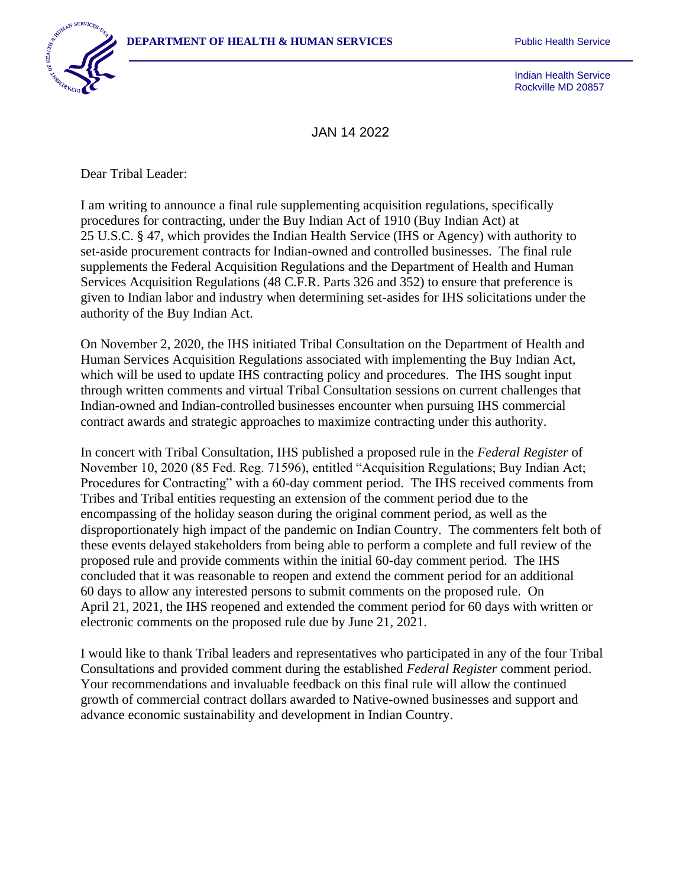**DEPARTMENT OF HEALTH & HUMAN SERVICES** Public Health Service

Indian Health Service
Rockville MD 20857

JAN 14 2022

Dear Tribal Leader:

I am writing to announce a final rule supplementing acquisition regulations, specifically procedures for contracting, under the Buy Indian Act of 1910 (Buy Indian Act) at 25 U.S.C. § 47, which provides the Indian Health Service (IHS or Agency) with authority to set-aside procurement contracts for Indian-owned and controlled businesses. The final rule supplements the Federal Acquisition Regulations and the Department of Health and Human Services Acquisition Regulations (48 C.F.R. Parts 326 and 352) to ensure that preference is given to Indian labor and industry when determining set-asides for IHS solicitations under the authority of the Buy Indian Act.

On November 2, 2020, the IHS initiated Tribal Consultation on the Department of Health and Human Services Acquisition Regulations associated with implementing the Buy Indian Act, which will be used to update IHS contracting policy and procedures. The IHS sought input through written comments and virtual Tribal Consultation sessions on current challenges that Indian-owned and Indian-controlled businesses encounter when pursuing IHS commercial contract awards and strategic approaches to maximize contracting under this authority.

In concert with Tribal Consultation, IHS published a proposed rule in the *Federal Register* of November 10, 2020 (85 Fed. Reg. 71596), entitled "Acquisition Regulations; Buy Indian Act; Procedures for Contracting" with a 60-day comment period. The IHS received comments from Tribes and Tribal entities requesting an extension of the comment period due to the encompassing of the holiday season during the original comment period, as well as the disproportionately high impact of the pandemic on Indian Country. The commenters felt both of these events delayed stakeholders from being able to perform a complete and full review of the proposed rule and provide comments within the initial 60-day comment period. The IHS concluded that it was reasonable to reopen and extend the comment period for an additional 60 days to allow any interested persons to submit comments on the proposed rule. On April 21, 2021, the IHS reopened and extended the comment period for 60 days with written or electronic comments on the proposed rule due by June 21, 2021.

I would like to thank Tribal leaders and representatives who participated in any of the four Tribal Consultations and provided comment during the established *Federal Register* comment period. Your recommendations and invaluable feedback on this final rule will allow the continued growth of commercial contract dollars awarded to Native-owned businesses and support and advance economic sustainability and development in Indian Country.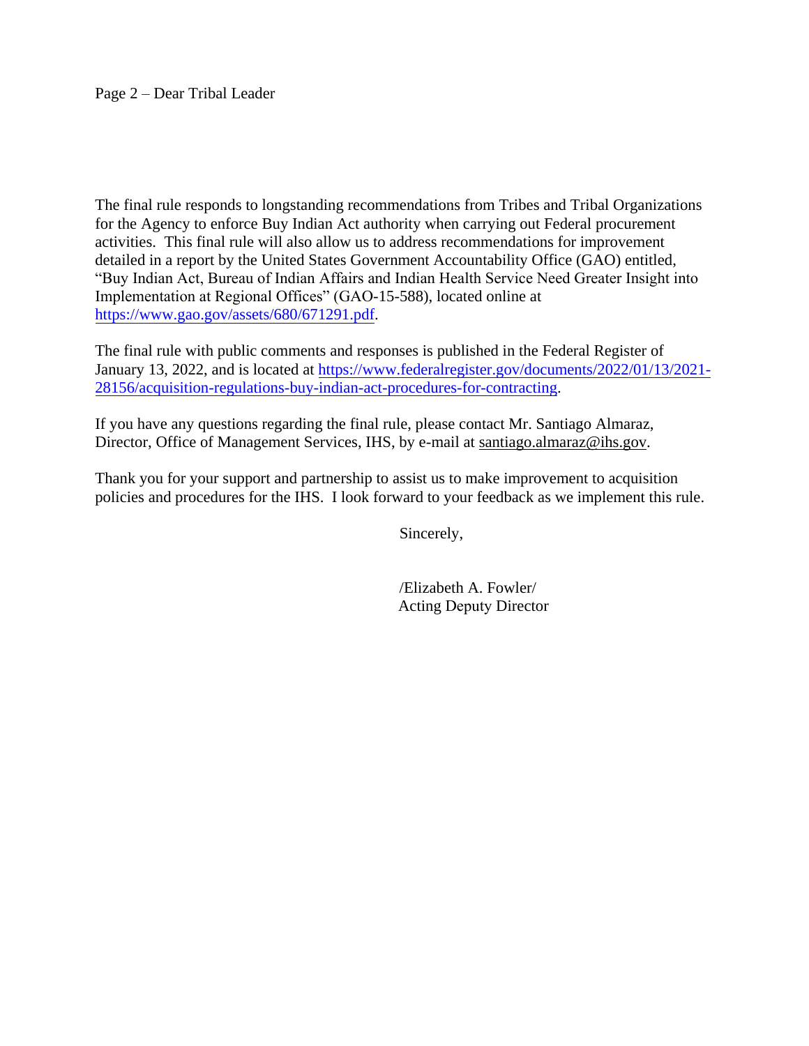The final rule responds to longstanding recommendations from Tribes and Tribal Organizations for the Agency to enforce Buy Indian Act authority when carrying out Federal procurement activities. This final rule will also allow us to address recommendations for improvement detailed in a report by the United States Government Accountability Office (GAO) entitled, "Buy Indian Act, Bureau of Indian Affairs and Indian Health Service Need Greater Insight into Implementation at Regional Offices" (GAO-15-588), located online at https://www.gao.gov/assets/680/671291.pdf.

The final rule with public comments and responses is published in the Federal Register of January 13, 2022, and is located at https://www.federalregister.gov/documents/2022/01/13/2021-28156/acquisition-regulations-buy-indian-act-procedures-for-contracting.

If you have any questions regarding the final rule, please contact Mr. Santiago Almaraz, Director, Office of Management Services, IHS, by e-mail at santiago.almaraz@ihs.gov.

Thank you for your support and partnership to assist us to make improvement to acquisition policies and procedures for the IHS. I look forward to your feedback as we implement this rule.

Sincerely,

/Elizabeth A. Fowler/
Acting Deputy Director